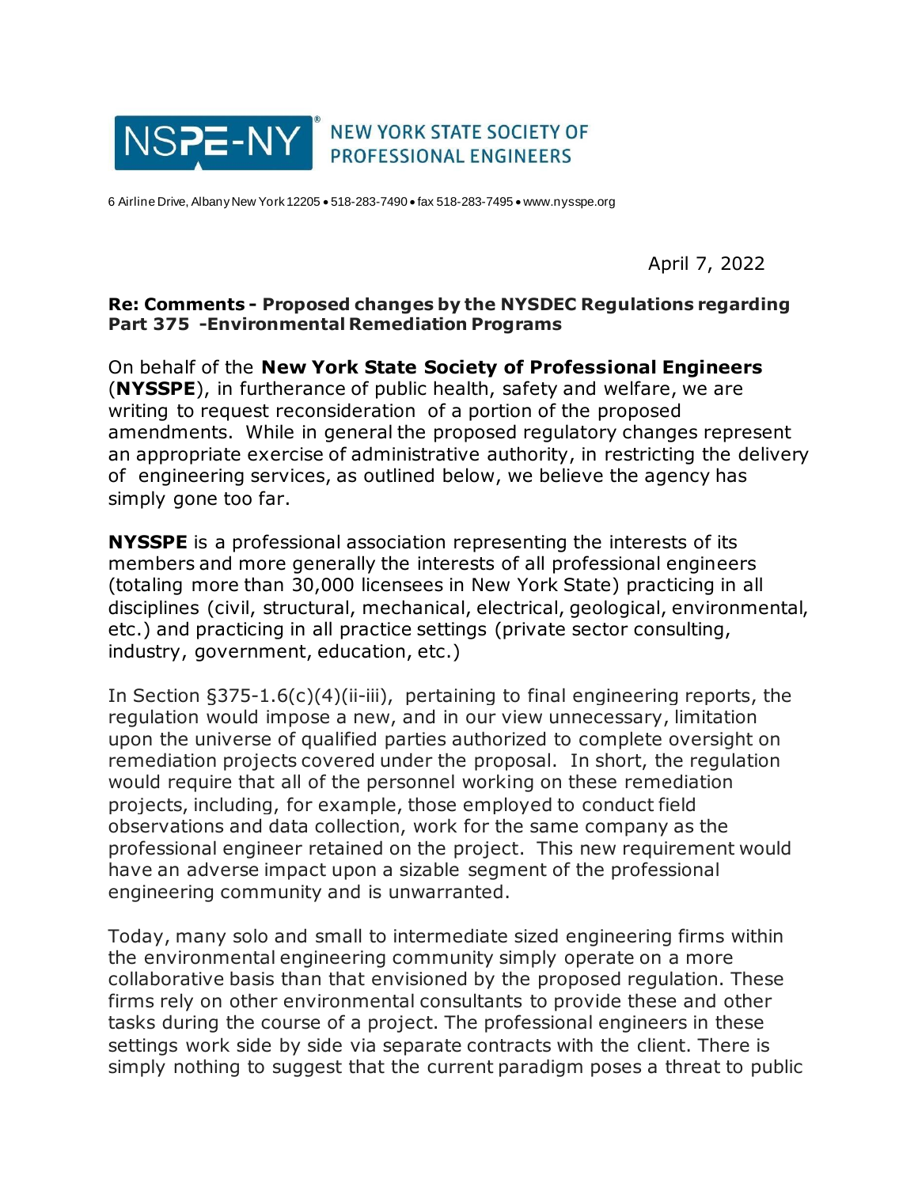NSPE-NY® NEW YORK STATE SOCIETY OF PROFESSIONAL ENGINEERS

6 Airline Drive, Albany New York 12205 • 518-283-7490 • fax 518-283-7495 • www.nysspe.org

April 7, 2022

**Re: Comments - Proposed changes by the NYSDEC Regulations regarding Part 375 -Environmental Remediation Programs**

On behalf of the **New York State Society of Professional Engineers** (**NYSSPE**), in furtherance of public health, safety and welfare, we are writing to request reconsideration of a portion of the proposed amendments. While in general the proposed regulatory changes represent an appropriate exercise of administrative authority, in restricting the delivery of engineering services, as outlined below, we believe the agency has simply gone too far.

**NYSSPE** is a professional association representing the interests of its members and more generally the interests of all professional engineers (totaling more than 30,000 licensees in New York State) practicing in all disciplines (civil, structural, mechanical, electrical, geological, environmental, etc.) and practicing in all practice settings (private sector consulting, industry, government, education, etc.)

In Section §375-1.6(c)(4)(ii-iii), pertaining to final engineering reports, the regulation would impose a new, and in our view unnecessary, limitation upon the universe of qualified parties authorized to complete oversight on remediation projects covered under the proposal. In short, the regulation would require that all of the personnel working on these remediation projects, including, for example, those employed to conduct field observations and data collection, work for the same company as the professional engineer retained on the project. This new requirement would have an adverse impact upon a sizable segment of the professional engineering community and is unwarranted.

Today, many solo and small to intermediate sized engineering firms within the environmental engineering community simply operate on a more collaborative basis than that envisioned by the proposed regulation. These firms rely on other environmental consultants to provide these and other tasks during the course of a project. The professional engineers in these settings work side by side via separate contracts with the client. There is simply nothing to suggest that the current paradigm poses a threat to public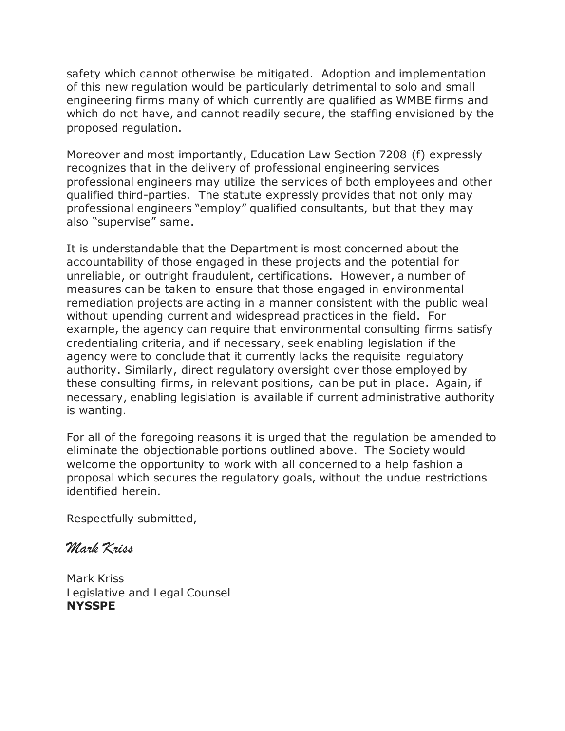safety which cannot otherwise be mitigated. Adoption and implementation of this new regulation would be particularly detrimental to solo and small engineering firms many of which currently are qualified as WMBE firms and which do not have, and cannot readily secure, the staffing envisioned by the proposed regulation.

Moreover and most importantly, Education Law Section 7208 (f) expressly recognizes that in the delivery of professional engineering services professional engineers may utilize the services of both employees and other qualified third-parties. The statute expressly provides that not only may professional engineers "employ" qualified consultants, but that they may also "supervise" same.

It is understandable that the Department is most concerned about the accountability of those engaged in these projects and the potential for unreliable, or outright fraudulent, certifications. However, a number of measures can be taken to ensure that those engaged in environmental remediation projects are acting in a manner consistent with the public weal without upending current and widespread practices in the field. For example, the agency can require that environmental consulting firms satisfy credentialing criteria, and if necessary, seek enabling legislation if the agency were to conclude that it currently lacks the requisite regulatory authority. Similarly, direct regulatory oversight over those employed by these consulting firms, in relevant positions, can be put in place. Again, if necessary, enabling legislation is available if current administrative authority is wanting.

For all of the foregoing reasons it is urged that the regulation be amended to eliminate the objectionable portions outlined above. The Society would welcome the opportunity to work with all concerned to a help fashion a proposal which secures the regulatory goals, without the undue restrictions identified herein.

Respectfully submitted,

*Mark Kriss*

Mark Kriss
Legislative and Legal Counsel
**NYSSPE**